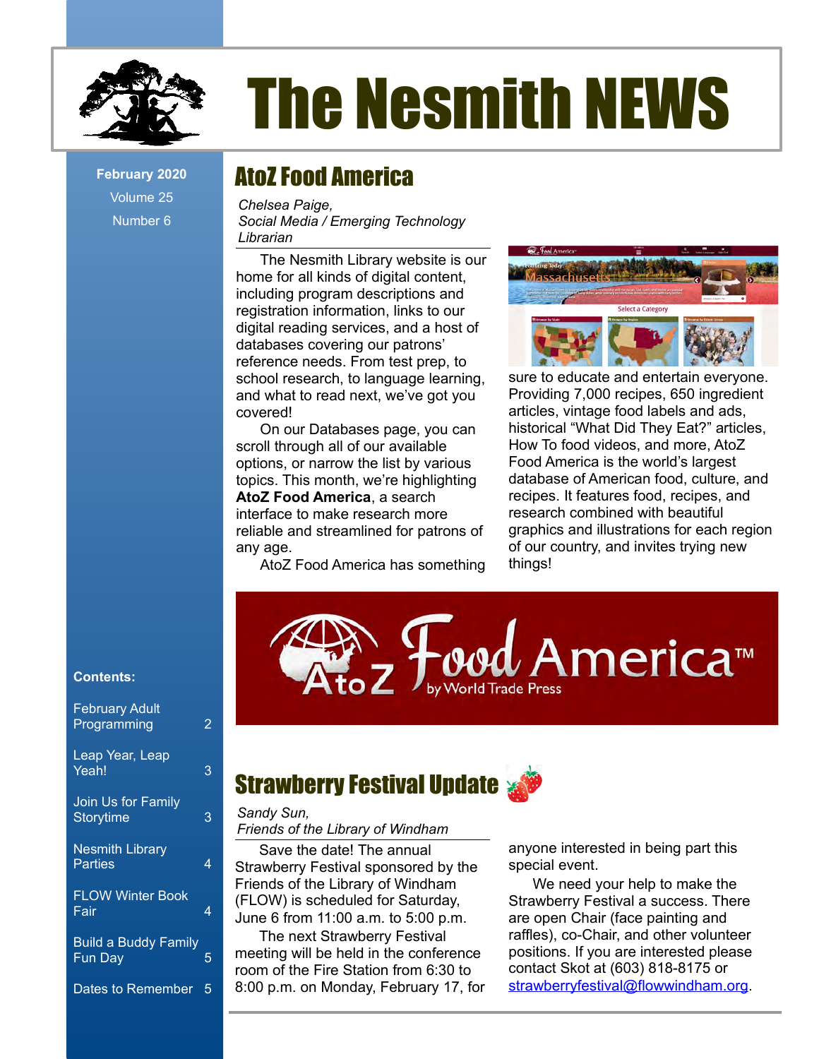# The Nesmith NEWS

**February 2020**
Volume 25
Number 6

## AtoZ Food America

*Chelsea Paige,*
*Social Media / Emerging Technology Librarian*

The Nesmith Library website is our home for all kinds of digital content, including program descriptions and registration information, links to our digital reading services, and a host of databases covering our patrons' reference needs. From test prep, to school research, to language learning, and what to read next, we've got you covered!

On our Databases page, you can scroll through all of our available options, or narrow the list by various topics. This month, we're highlighting **AtoZ Food America**, a search interface to make research more reliable and streamlined for patrons of any age.

AtoZ Food America has something sure to educate and entertain everyone. Providing 7,000 recipes, 650 ingredient articles, vintage food labels and ads, historical "What Did They Eat?" articles, How To food videos, and more, AtoZ Food America is the world's largest database of American food, culture, and recipes. It features food, recipes, and research combined with beautiful graphics and illustrations for each region of our country, and invites trying new things!

## Strawberry Festival Update

*Sandy Sun,*
*Friends of the Library of Windham*

Save the date! The annual Strawberry Festival sponsored by the Friends of the Library of Windham (FLOW) is scheduled for Saturday, June 6 from 11:00 a.m. to 5:00 p.m.

The next Strawberry Festival meeting will be held in the conference room of the Fire Station from 6:30 to 8:00 p.m. on Monday, February 17, for anyone interested in being part this special event.

We need your help to make the Strawberry Festival a success. There are open Chair (face painting and raffles), co-Chair, and other volunteer positions. If you are interested please contact Skot at (603) 818-8175 or strawberryfestival@flowwindham.org.

**Contents:**

| | |
|---|---|
| February Adult Programming | 2 |
| Leap Year, Leap Yeah! | 3 |
| Join Us for Family Storytime | 3 |
| Nesmith Library Parties | 4 |
| FLOW Winter Book Fair | 4 |
| Build a Buddy Family Fun Day | 5 |
| Dates to Remember | 5 |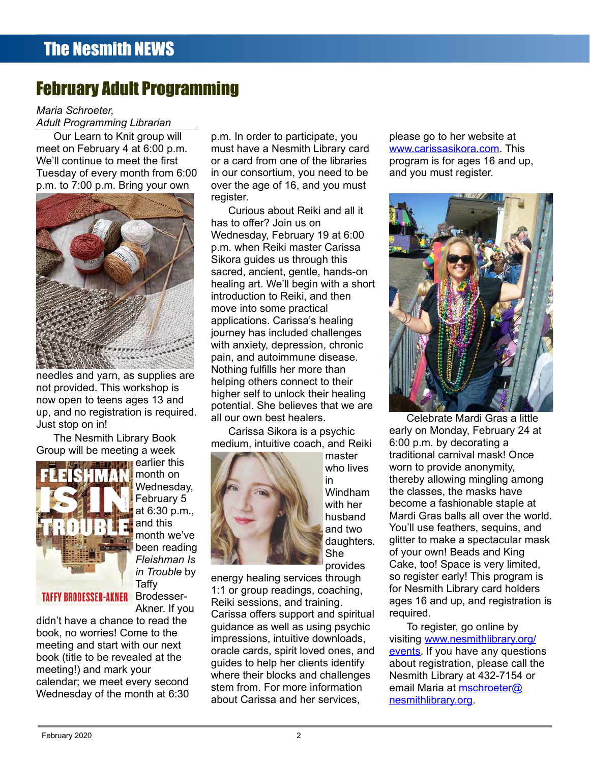# February Adult Programming

*Maria Schroeter,*
*Adult Programming Librarian*

Our Learn to Knit group will meet on February 4 at 6:00 p.m. We'll continue to meet the first Tuesday of every month from 6:00 p.m. to 7:00 p.m. Bring your own needles and yarn, as supplies are not provided. This workshop is now open to teens ages 13 and up, and no registration is required. Just stop on in!

The Nesmith Library Book Group will be meeting a week earlier this month on Wednesday, February 5 at 6:30 p.m., and this month we've been reading *Fleishman Is in Trouble* by Taffy Brodesser-Akner. If you didn't have a chance to read the book, no worries! Come to the meeting and start with our next book (title to be revealed at the meeting!) and mark your calendar; we meet every second Wednesday of the month at 6:30 p.m. In order to participate, you must have a Nesmith Library card or a card from one of the libraries in our consortium, you need to be over the age of 16, and you must register.

Curious about Reiki and all it has to offer? Join us on Wednesday, February 19 at 6:00 p.m. when Reiki master Carissa Sikora guides us through this sacred, ancient, gentle, hands-on healing art. We'll begin with a short introduction to Reiki, and then move into some practical applications. Carissa's healing journey has included challenges with anxiety, depression, chronic pain, and autoimmune disease. Nothing fulfills her more than helping others connect to their higher self to unlock their healing potential. She believes that we are all our own best healers.

Carissa Sikora is a psychic medium, intuitive coach, and Reiki master who lives in Windham with her husband and two daughters. She provides energy healing services through 1:1 or group readings, coaching, Reiki sessions, and training. Carissa offers support and spiritual guidance as well as using psychic impressions, intuitive downloads, oracle cards, spirit loved ones, and guides to help her clients identify where their blocks and challenges stem from. For more information about Carissa and her services, please go to her website at www.carissasikora.com. This program is for ages 16 and up, and you must register.

Celebrate Mardi Gras a little early on Monday, February 24 at 6:00 p.m. by decorating a traditional carnival mask! Once worn to provide anonymity, thereby allowing mingling among the classes, the masks have become a fashionable staple at Mardi Gras balls all over the world. You'll use feathers, sequins, and glitter to make a spectacular mask of your own! Beads and King Cake, too! Space is very limited, so register early! This program is for Nesmith Library card holders ages 16 and up, and registration is required.

To register, go online by visiting www.nesmithlibrary.org/events. If you have any questions about registration, please call the Nesmith Library at 432-7154 or email Maria at mschroeter@nesmithlibrary.org.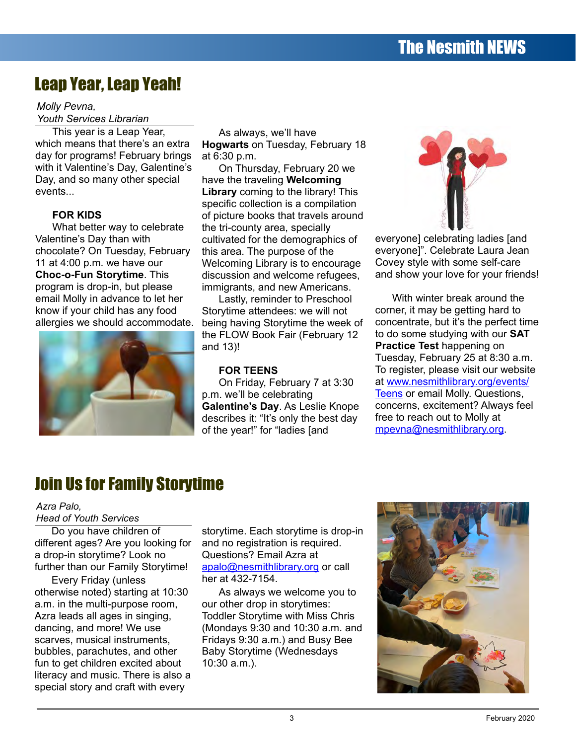# Leap Year, Leap Yeah!

*Molly Pevna,*
*Youth Services Librarian*

This year is a Leap Year, which means that there's an extra day for programs! February brings with it Valentine's Day, Galentine's Day, and so many other special events...

**FOR KIDS**

What better way to celebrate Valentine's Day than with chocolate? On Tuesday, February 11 at 4:00 p.m. we have our **Choc-o-Fun Storytime**. This program is drop-in, but please email Molly in advance to let her know if your child has any food allergies we should accommodate.

As always, we'll have **Hogwarts** on Tuesday, February 18 at 6:30 p.m.

On Thursday, February 20 we have the traveling **Welcoming Library** coming to the library! This specific collection is a compilation of picture books that travels around the tri-county area, specially cultivated for the demographics of this area. The purpose of the Welcoming Library is to encourage discussion and welcome refugees, immigrants, and new Americans.

Lastly, reminder to Preschool Storytime attendees: we will not being having Storytime the week of the FLOW Book Fair (February 12 and 13)!

**FOR TEENS**

On Friday, February 7 at 3:30 p.m. we'll be celebrating **Galentine's Day**. As Leslie Knope describes it: "It's only the best day of the year!" for "ladies [and everyone] celebrating ladies [and everyone]". Celebrate Laura Jean Covey style with some self-care and show your love for your friends!

With winter break around the corner, it may be getting hard to concentrate, but it's the perfect time to do some studying with our **SAT Practice Test** happening on Tuesday, February 25 at 8:30 a.m. To register, please visit our website at www.nesmithlibrary.org/events/Teens or email Molly. Questions, concerns, excitement? Always feel free to reach out to Molly at mpevna@nesmithlibrary.org.

# Join Us for Family Storytime

*Azra Palo,*
*Head of Youth Services*

Do you have children of different ages? Are you looking for a drop-in storytime? Look no further than our Family Storytime!

Every Friday (unless otherwise noted) starting at 10:30 a.m. in the multi-purpose room, Azra leads all ages in singing, dancing, and more! We use scarves, musical instruments, bubbles, parachutes, and other fun to get children excited about literacy and music. There is also a special story and craft with every storytime. Each storytime is drop-in and no registration is required. Questions? Email Azra at apalo@nesmithlibrary.org or call her at 432-7154.

As always we welcome you to our other drop in storytimes: Toddler Storytime with Miss Chris (Mondays 9:30 and 10:30 a.m. and Fridays 9:30 a.m.) and Busy Bee Baby Storytime (Wednesdays 10:30 a.m.).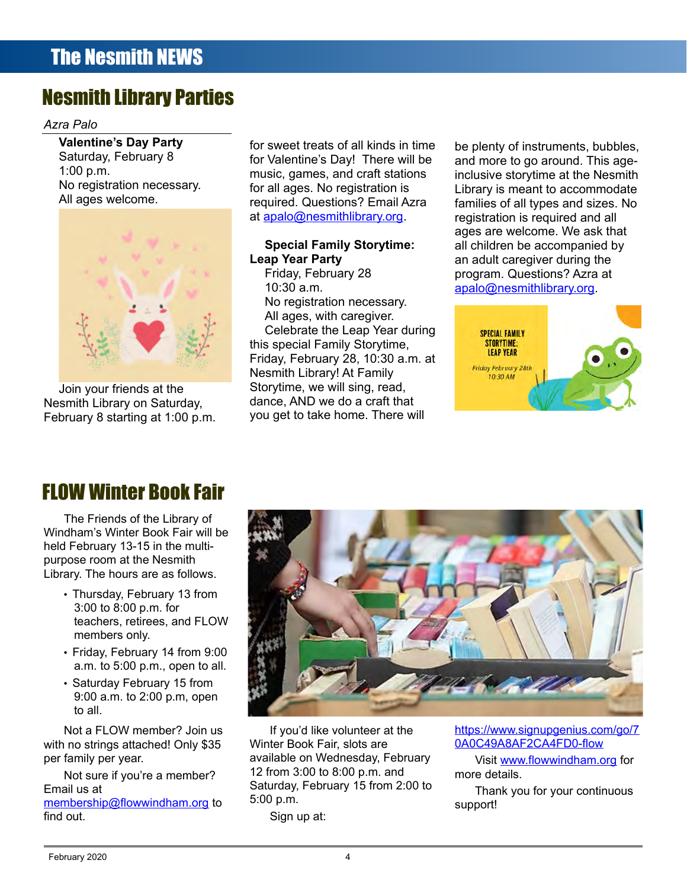# Nesmith Library Parties

*Azra Palo*

**Valentine's Day Party**
Saturday, February 8
1:00 p.m.
No registration necessary.
All ages welcome.

Join your friends at the Nesmith Library on Saturday, February 8 starting at 1:00 p.m. for sweet treats of all kinds in time for Valentine's Day! There will be music, games, and craft stations for all ages. No registration is required. Questions? Email Azra at apalo@nesmithlibrary.org.

**Special Family Storytime: Leap Year Party**
Friday, February 28
10:30 a.m.
No registration necessary.
All ages, with caregiver.

Celebrate the Leap Year during this special Family Storytime, Friday, February 28, 10:30 a.m. at Nesmith Library! At Family Storytime, we will sing, read, dance, AND we do a craft that you get to take home. There will be plenty of instruments, bubbles, and more to go around. This age-inclusive storytime at the Nesmith Library is meant to accommodate families of all types and sizes. No registration is required and all ages are welcome. We ask that all children be accompanied by an adult caregiver during the program. Questions? Azra at apalo@nesmithlibrary.org.

# FLOW Winter Book Fair

The Friends of the Library of Windham's Winter Book Fair will be held February 13-15 in the multi-purpose room at the Nesmith Library. The hours are as follows.

- Thursday, February 13 from 3:00 to 8:00 p.m. for teachers, retirees, and FLOW members only.
- Friday, February 14 from 9:00 a.m. to 5:00 p.m., open to all.
- Saturday February 15 from 9:00 a.m. to 2:00 p.m, open to all.

Not a FLOW member? Join us with no strings attached! Only $35 per family per year.

Not sure if you're a member? Email us at membership@flowwindham.org to find out.

If you'd like volunteer at the Winter Book Fair, slots are available on Wednesday, February 12 from 3:00 to 8:00 p.m. and Saturday, February 15 from 2:00 to 5:00 p.m.

Sign up at:

https://www.signupgenius.com/go/70A0C49A8AF2CA4FD0-flow

Visit www.flowwindham.org for more details.

Thank you for your continuous support!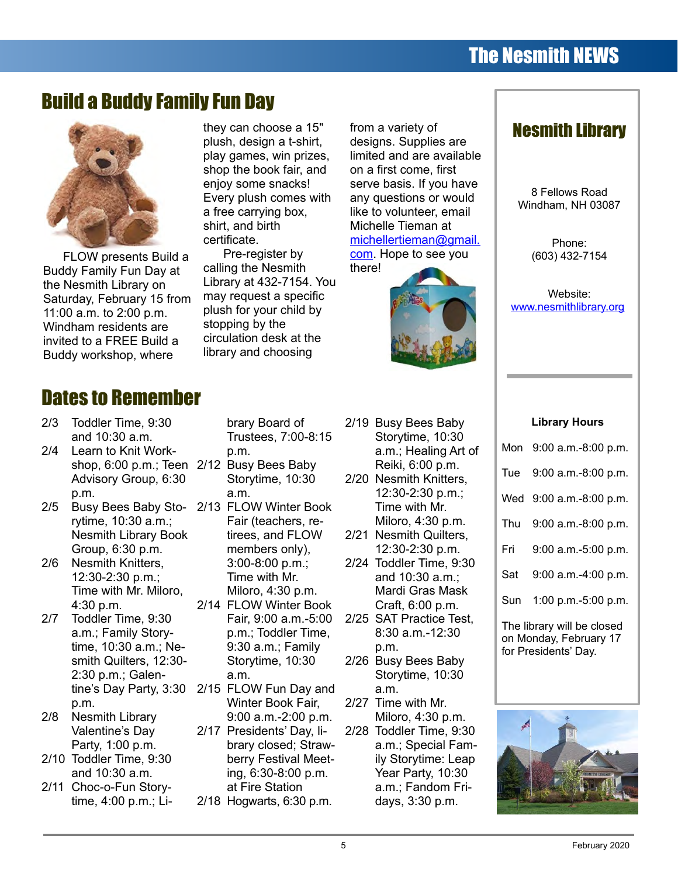## Build a Buddy Family Fun Day

FLOW presents Build a Buddy Family Fun Day at the Nesmith Library on Saturday, February 15 from 11:00 a.m. to 2:00 p.m. Windham residents are invited to a FREE Build a Buddy workshop, where they can choose a 15" plush, design a t-shirt, play games, win prizes, shop the book fair, and enjoy some snacks! Every plush comes with a free carrying box, shirt, and birth certificate.

Pre-register by calling the Nesmith Library at 432-7154. You may request a specific plush for your child by stopping by the circulation desk at the library and choosing from a variety of designs. Supplies are limited and are available on a first come, first serve basis. If you have any questions or would like to volunteer, email Michelle Tieman at michellertieman@gmail.com. Hope to see you there!

## Dates to Remember

- 2/3 Toddler Time, 9:30 and 10:30 a.m.
- 2/4 Learn to Knit Workshop, 6:00 p.m.; Teen Advisory Group, 6:30 p.m.
- 2/5 Busy Bees Baby Storytime, 10:30 a.m.; Nesmith Library Book Group, 6:30 p.m.
- 2/6 Nesmith Knitters, 12:30-2:30 p.m.; Time with Mr. Miloro, 4:30 p.m.
- 2/7 Toddler Time, 9:30 a.m.; Family Storytime, 10:30 a.m.; Nesmith Quilters, 12:30-2:30 p.m.; Galentine's Day Party, 3:30 p.m.
- 2/8 Nesmith Library Valentine's Day Party, 1:00 p.m.
- 2/10 Toddler Time, 9:30 and 10:30 a.m.
- 2/11 Choc-o-Fun Storytime, 4:00 p.m.; Library Board of Trustees, 7:00-8:15 p.m.
- 2/12 Busy Bees Baby Storytime, 10:30 a.m.
- 2/13 FLOW Winter Book Fair (teachers, retirees, and FLOW members only), 3:00-8:00 p.m.; Time with Mr. Miloro, 4:30 p.m.
- 2/14 FLOW Winter Book Fair, 9:00 a.m.-5:00 p.m.; Toddler Time, 9:30 a.m.; Family Storytime, 10:30 a.m.
- 2/15 FLOW Fun Day and Winter Book Fair, 9:00 a.m.-2:00 p.m.
- 2/17 Presidents' Day, library closed; Strawberry Festival Meeting, 6:30-8:00 p.m. at Fire Station
- 2/18 Hogwarts, 6:30 p.m.
- 2/19 Busy Bees Baby Storytime, 10:30 a.m.; Healing Art of Reiki, 6:00 p.m.
- 2/20 Nesmith Knitters, 12:30-2:30 p.m.; Time with Mr. Miloro, 4:30 p.m.
- 2/21 Nesmith Quilters, 12:30-2:30 p.m.
- 2/24 Toddler Time, 9:30 and 10:30 a.m.; Mardi Gras Mask Craft, 6:00 p.m.
- 2/25 SAT Practice Test, 8:30 a.m.-12:30 p.m.
- 2/26 Busy Bees Baby Storytime, 10:30 a.m.
- 2/27 Time with Mr. Miloro, 4:30 p.m.
- 2/28 Toddler Time, 9:30 a.m.; Special Family Storytime: Leap Year Party, 10:30 a.m.; Fandom Fridays, 3:30 p.m.

## Nesmith Library

8 Fellows Road
Windham, NH 03087

Phone:
(603) 432-7154

Website:
www.nesmithlibrary.org

**Library Hours**

| | |
|---|---|
| Mon | 9:00 a.m.-8:00 p.m. |
| Tue | 9:00 a.m.-8:00 p.m. |
| Wed | 9:00 a.m.-8:00 p.m. |
| Thu | 9:00 a.m.-8:00 p.m. |
| Fri | 9:00 a.m.-5:00 p.m. |
| Sat | 9:00 a.m.-4:00 p.m. |
| Sun | 1:00 p.m.-5:00 p.m. |

The library will be closed on Monday, February 17 for Presidents' Day.